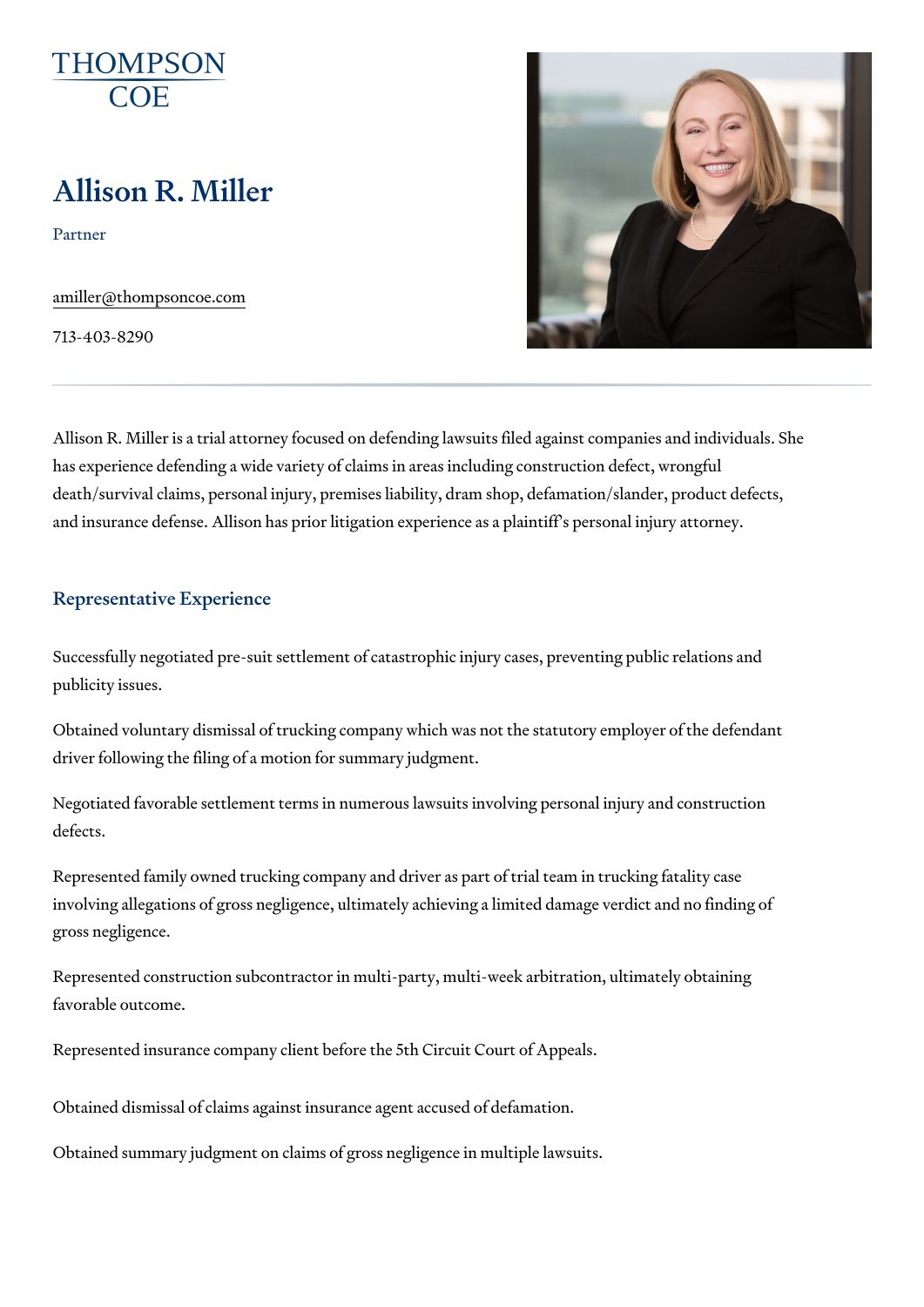THOMPSON COE

# Allison R. Miller

Partner

amiller@thompsoncoe.com

713-403-8290

Allison R. Miller is a trial attorney focused on defending lawsuits filed against companies and individuals. She has experience defending a wide variety of claims in areas including construction defect, wrongful death/survival claims, personal injury, premises liability, dram shop, defamation/slander, product defects, and insurance defense. Allison has prior litigation experience as a plaintiff's personal injury attorney.

## Representative Experience

Successfully negotiated pre-suit settlement of catastrophic injury cases, preventing public relations and publicity issues.

Obtained voluntary dismissal of trucking company which was not the statutory employer of the defendant driver following the filing of a motion for summary judgment.

Negotiated favorable settlement terms in numerous lawsuits involving personal injury and construction defects.

Represented family owned trucking company and driver as part of trial team in trucking fatality case involving allegations of gross negligence, ultimately achieving a limited damage verdict and no finding of gross negligence.

Represented construction subcontractor in multi-party, multi-week arbitration, ultimately obtaining favorable outcome.

Represented insurance company client before the 5th Circuit Court of Appeals.

Obtained dismissal of claims against insurance agent accused of defamation.

Obtained summary judgment on claims of gross negligence in multiple lawsuits.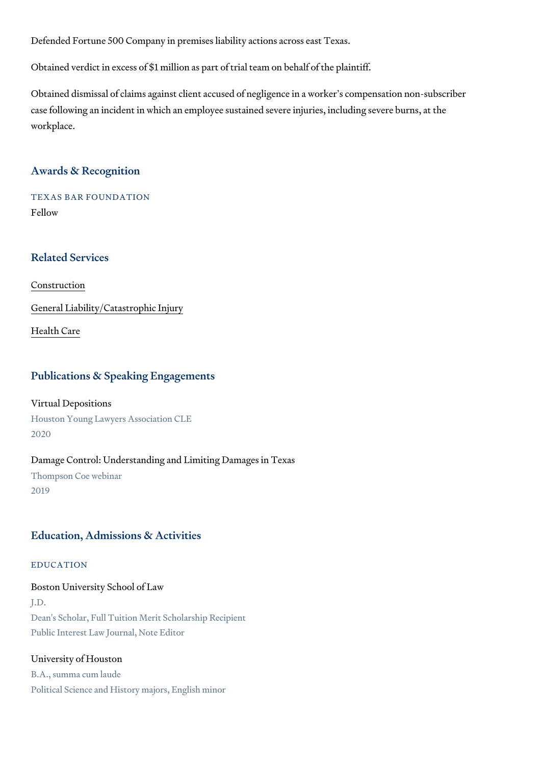Defended Fortune 500 Company in premises liability actions across east Texas.

Obtained verdict in excess of $1 million as part of trial team on behalf of the plaintiff.

Obtained dismissal of claims against client accused of negligence in a worker's compensation non-subscriber case following an incident in which an employee sustained severe injuries, including severe burns, at the workplace.

## Awards & Recognition

### TEXAS BAR FOUNDATION

Fellow

## Related Services

Construction

General Liability/Catastrophic Injury

Health Care

## Publications & Speaking Engagements

Virtual Depositions
Houston Young Lawyers Association CLE
2020

Damage Control: Understanding and Limiting Damages in Texas
Thompson Coe webinar
2019

## Education, Admissions & Activities

### EDUCATION

Boston University School of Law
J.D.
Dean's Scholar, Full Tuition Merit Scholarship Recipient
Public Interest Law Journal, Note Editor

University of Houston
B.A., summa cum laude
Political Science and History majors, English minor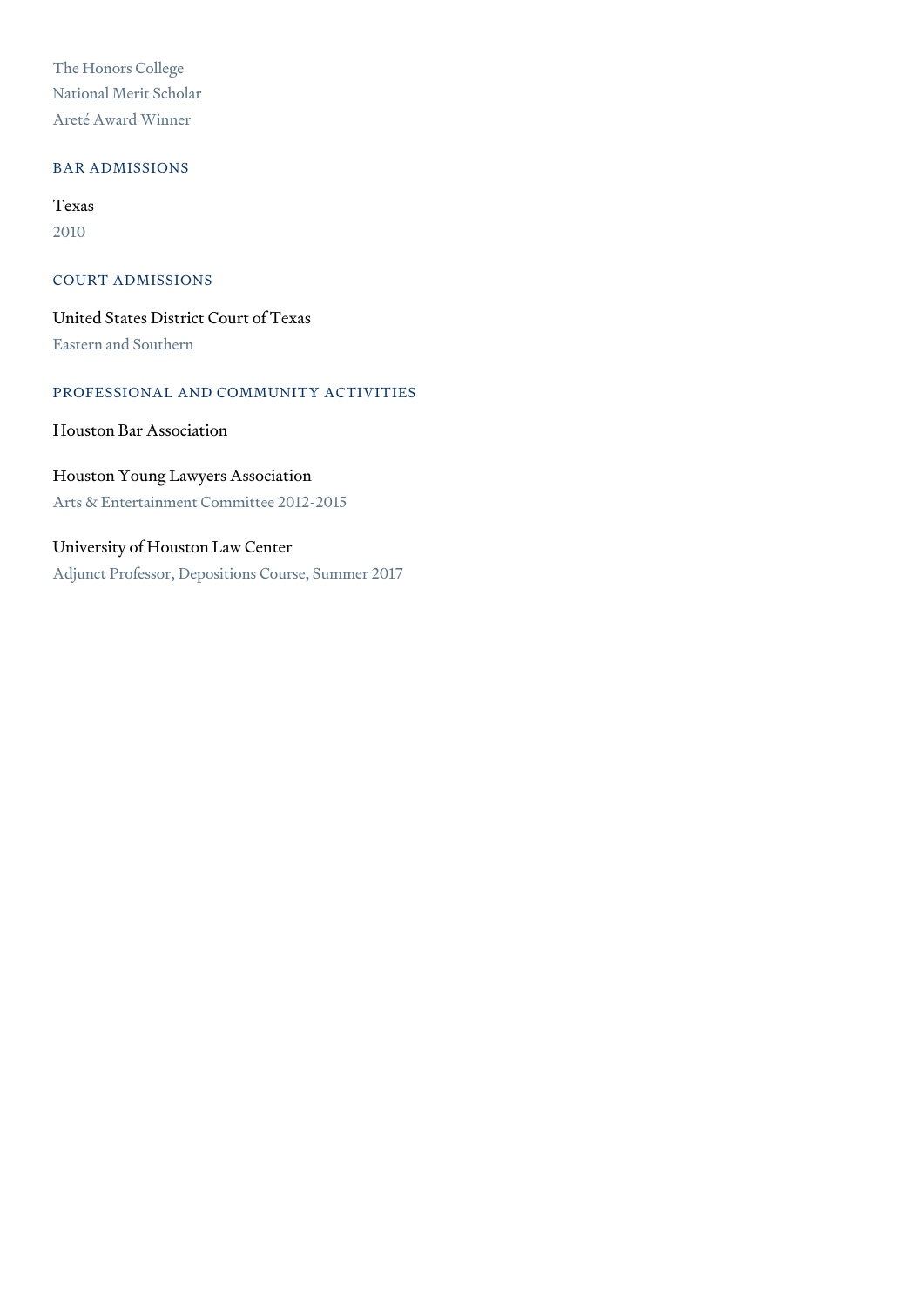The Honors College
National Merit Scholar
Areté Award Winner

## BAR ADMISSIONS

Texas
2010

## COURT ADMISSIONS

United States District Court of Texas
Eastern and Southern

## PROFESSIONAL AND COMMUNITY ACTIVITIES

Houston Bar Association

Houston Young Lawyers Association
Arts & Entertainment Committee 2012-2015

University of Houston Law Center
Adjunct Professor, Depositions Course, Summer 2017